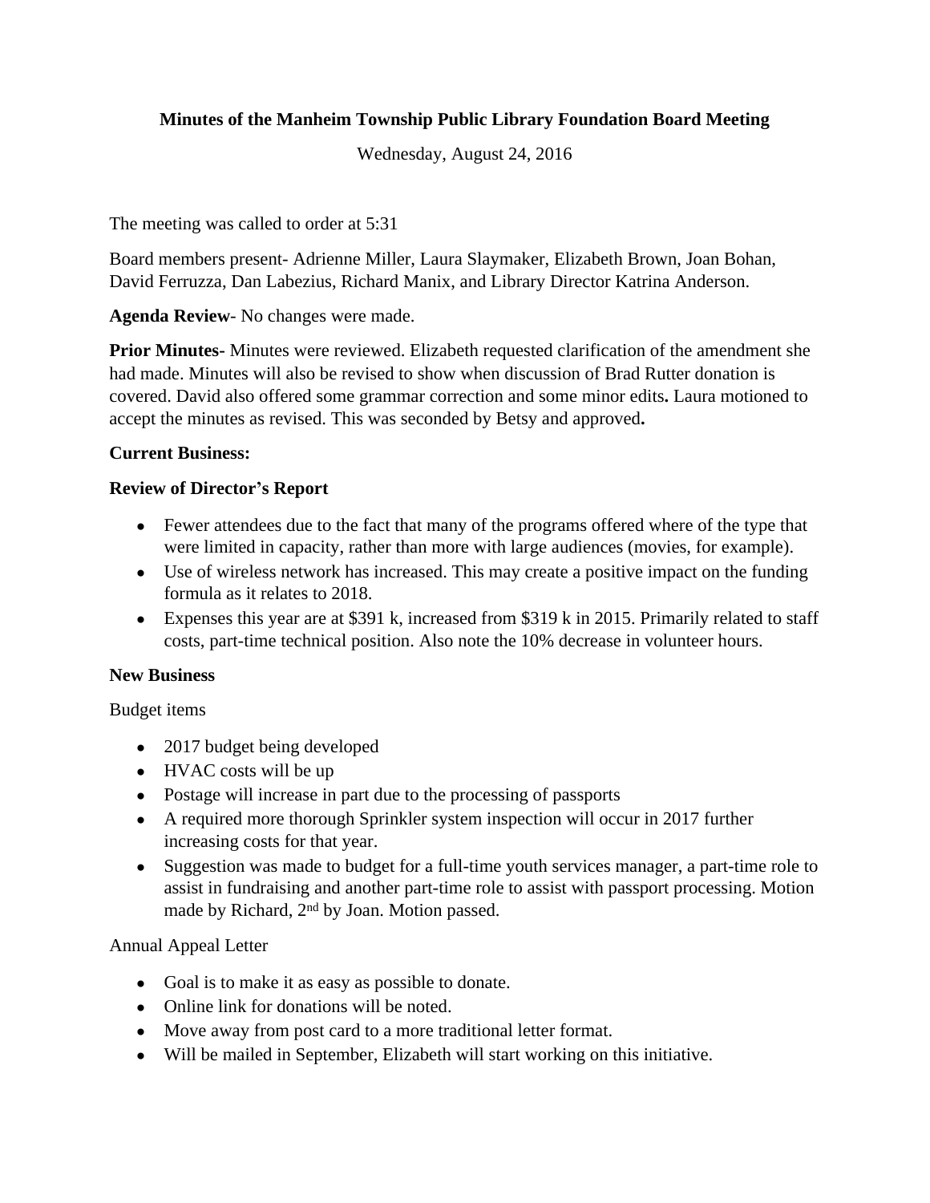**Minutes of the Manheim Township Public Library Foundation Board Meeting**

Wednesday, August 24, 2016

The meeting was called to order at 5:31

Board members present- Adrienne Miller, Laura Slaymaker, Elizabeth Brown, Joan Bohan, David Ferruzza, Dan Labezius, Richard Manix, and Library Director Katrina Anderson.

**Agenda Review**- No changes were made.

**Prior Minutes-** Minutes were reviewed. Elizabeth requested clarification of the amendment she had made. Minutes will also be revised to show when discussion of Brad Rutter donation is covered. David also offered some grammar correction and some minor edits**.** Laura motioned to accept the minutes as revised. This was seconded by Betsy and approved**.**

**Current Business:**

**Review of Director's Report**

- Fewer attendees due to the fact that many of the programs offered where of the type that were limited in capacity, rather than more with large audiences (movies, for example).
- Use of wireless network has increased. This may create a positive impact on the funding formula as it relates to 2018.
- Expenses this year are at $391 k, increased from $319 k in 2015. Primarily related to staff costs, part-time technical position. Also note the 10% decrease in volunteer hours.

**New Business**

Budget items

- 2017 budget being developed
- HVAC costs will be up
- Postage will increase in part due to the processing of passports
- A required more thorough Sprinkler system inspection will occur in 2017 further increasing costs for that year.
- Suggestion was made to budget for a full-time youth services manager, a part-time role to assist in fundraising and another part-time role to assist with passport processing. Motion made by Richard, 2nd by Joan. Motion passed.

Annual Appeal Letter

- Goal is to make it as easy as possible to donate.
- Online link for donations will be noted.
- Move away from post card to a more traditional letter format.
- Will be mailed in September, Elizabeth will start working on this initiative.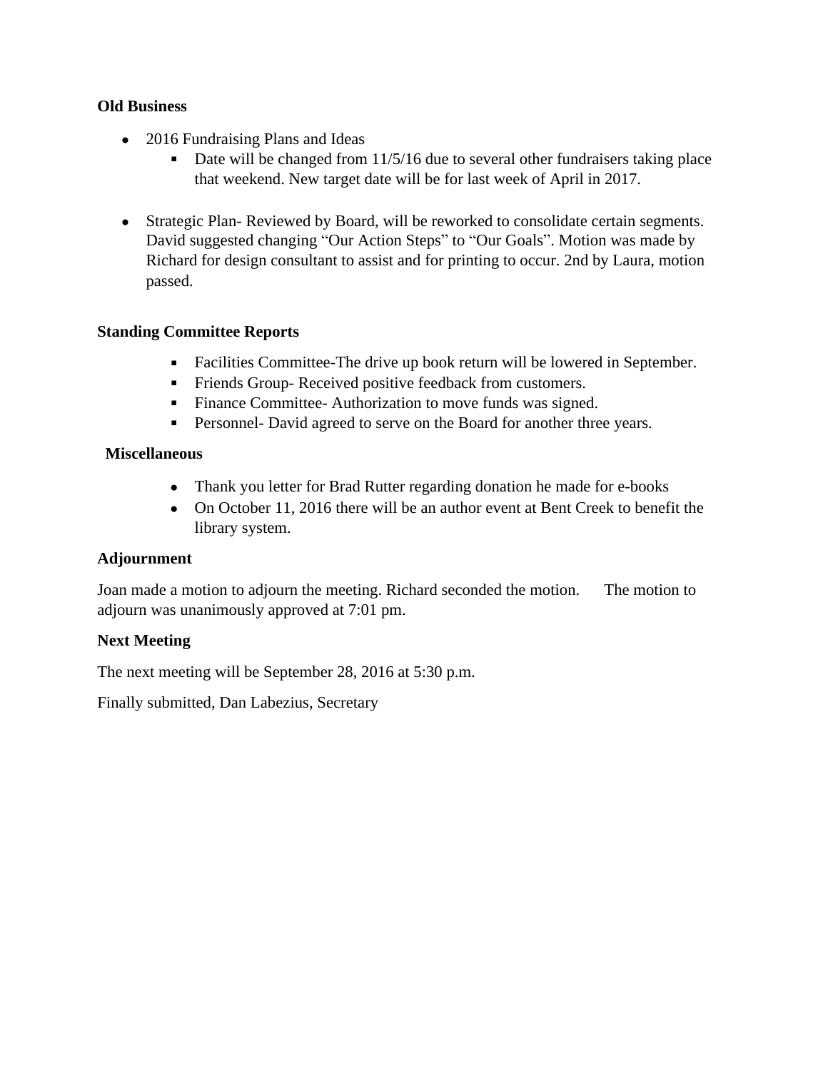**Old Business**

- 2016 Fundraising Plans and Ideas
  - Date will be changed from 11/5/16 due to several other fundraisers taking place that weekend. New target date will be for last week of April in 2017.

- Strategic Plan- Reviewed by Board, will be reworked to consolidate certain segments. David suggested changing “Our Action Steps” to “Our Goals”. Motion was made by Richard for design consultant to assist and for printing to occur. 2nd by Laura, motion passed.

**Standing Committee Reports**

- Facilities Committee-The drive up book return will be lowered in September.
- Friends Group- Received positive feedback from customers.
- Finance Committee- Authorization to move funds was signed.
- Personnel- David agreed to serve on the Board for another three years.

**Miscellaneous**

- Thank you letter for Brad Rutter regarding donation he made for e-books
- On October 11, 2016 there will be an author event at Bent Creek to benefit the library system.

**Adjournment**

Joan made a motion to adjourn the meeting. Richard seconded the motion. The motion to adjourn was unanimously approved at 7:01 pm.

**Next Meeting**

The next meeting will be September 28, 2016 at 5:30 p.m.

Finally submitted, Dan Labezius, Secretary